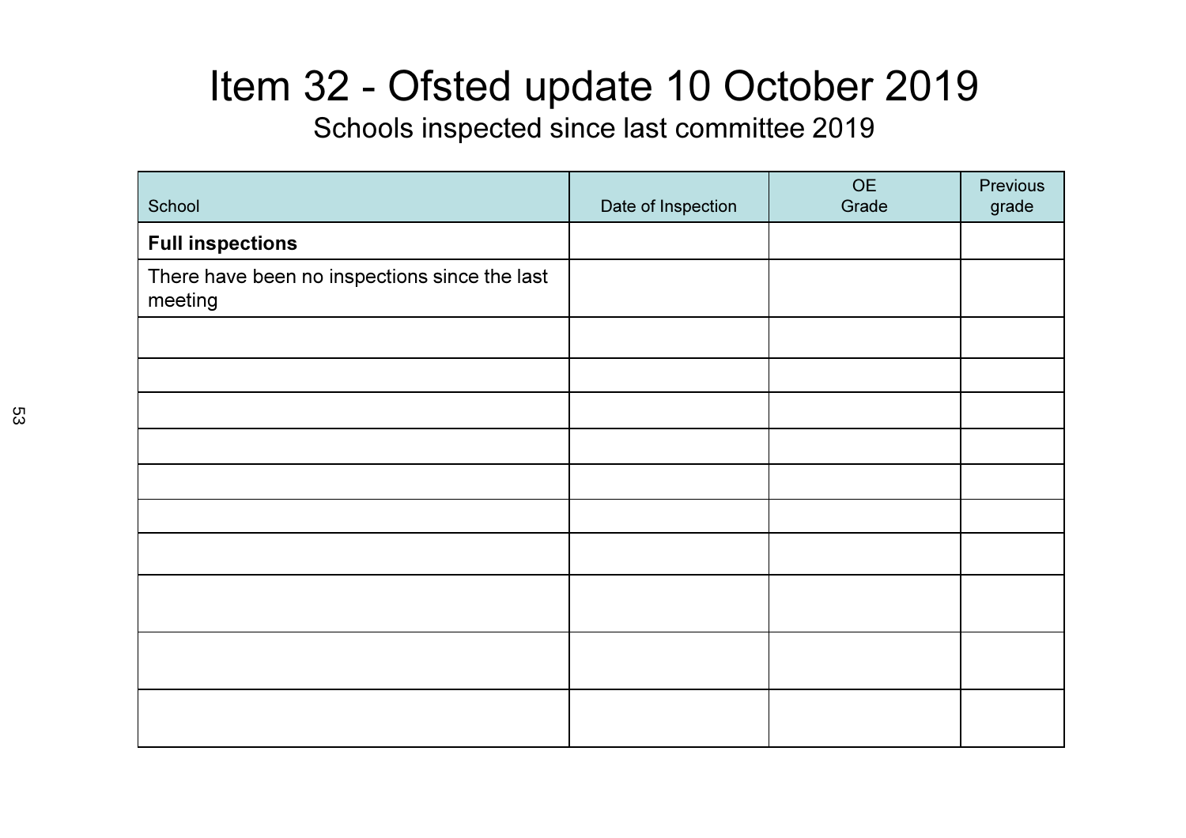# Item 32 - Ofsted update 10 October 2019

## Schools inspected since last committee 2019

| School | Date of Inspection | OE Grade | Previous grade |
|---|---|---|---|
| **Full inspections** | | | |
| There have been no inspections since the last meeting | | | |
| | | | |
| | | | |
| | | | |
| | | | |
| | | | |
| | | | |
| | | | |
| | | | |
| | | | |
| | | | |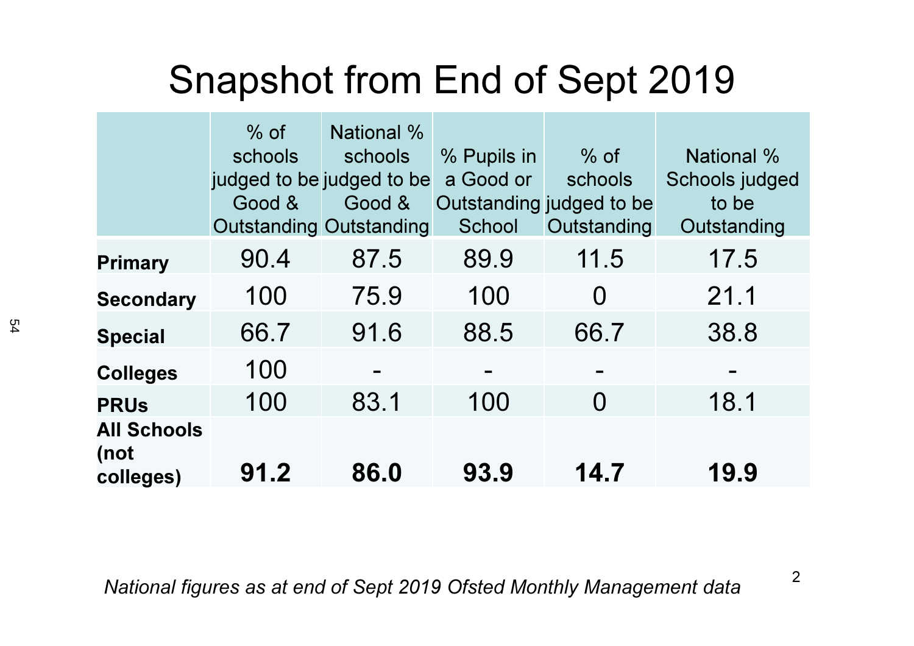# Snapshot from End of Sept 2019

| | % of schools judged to be Good & Outstanding | National % schools judged to be Good & Outstanding | % Pupils in a Good or Outstanding School | % of schools judged to be Outstanding | National % Schools judged to be Outstanding |
|---|---|---|---|---|---|
| **Primary** | 90.4 | 87.5 | 89.9 | 11.5 | 17.5 |
| **Secondary** | 100 | 75.9 | 100 | 0 | 21.1 |
| **Special** | 66.7 | 91.6 | 88.5 | 66.7 | 38.8 |
| **Colleges** | 100 | - | - | - | - |
| **PRUs** | 100 | 83.1 | 100 | 0 | 18.1 |
| **All Schools (not colleges)** | **91.2** | **86.0** | **93.9** | **14.7** | **19.9** |

*National figures as at end of Sept 2019 Ofsted Monthly Management data*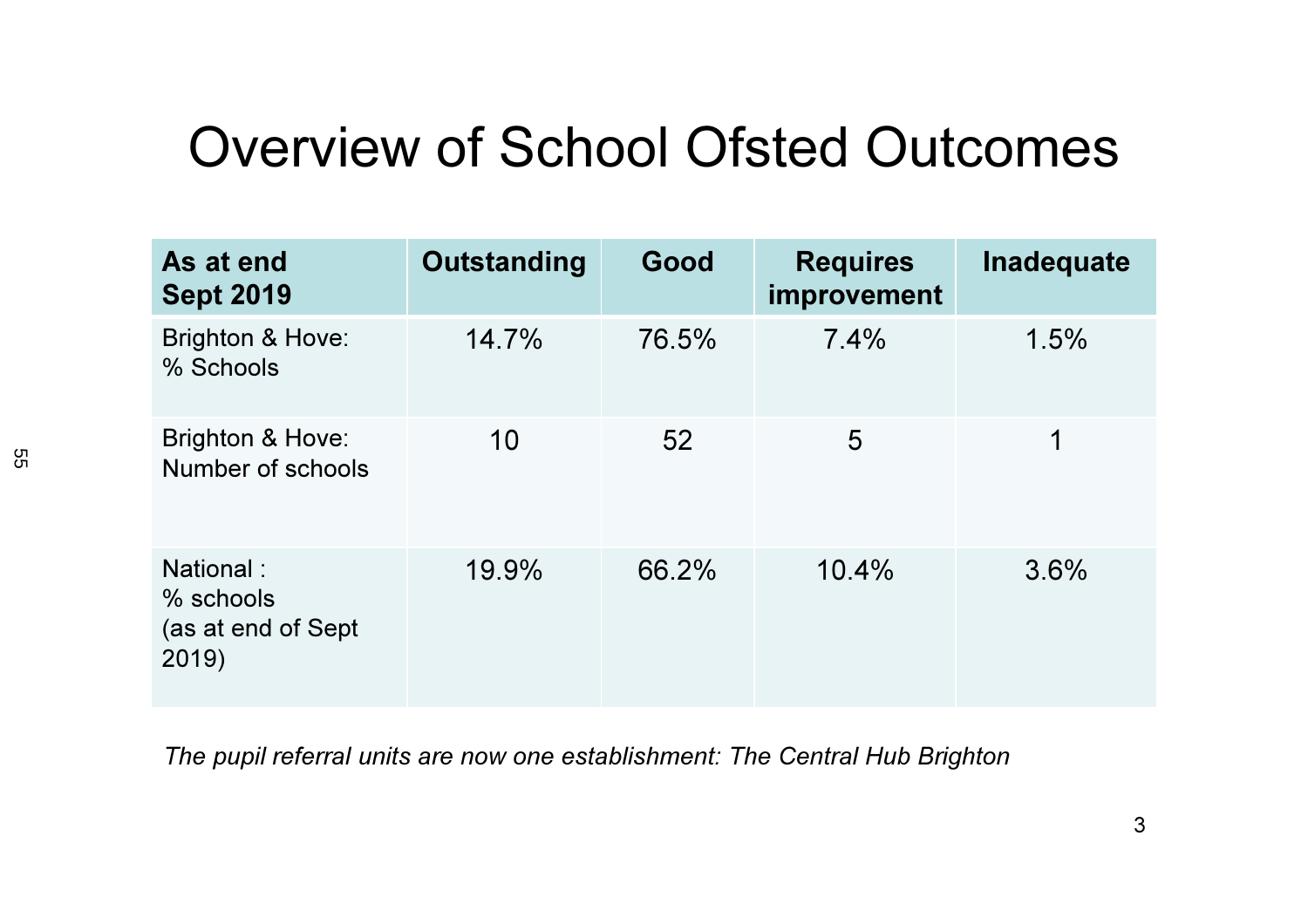# Overview of School Ofsted Outcomes

| As at end Sept 2019 | Outstanding | Good | Requires improvement | Inadequate |
|---|---|---|---|---|
| Brighton & Hove: % Schools | 14.7% | 76.5% | 7.4% | 1.5% |
| Brighton & Hove: Number of schools | 10 | 52 | 5 | 1 |
| National : % schools (as at end of Sept 2019) | 19.9% | 66.2% | 10.4% | 3.6% |

*The pupil referral units are now one establishment: The Central Hub Brighton*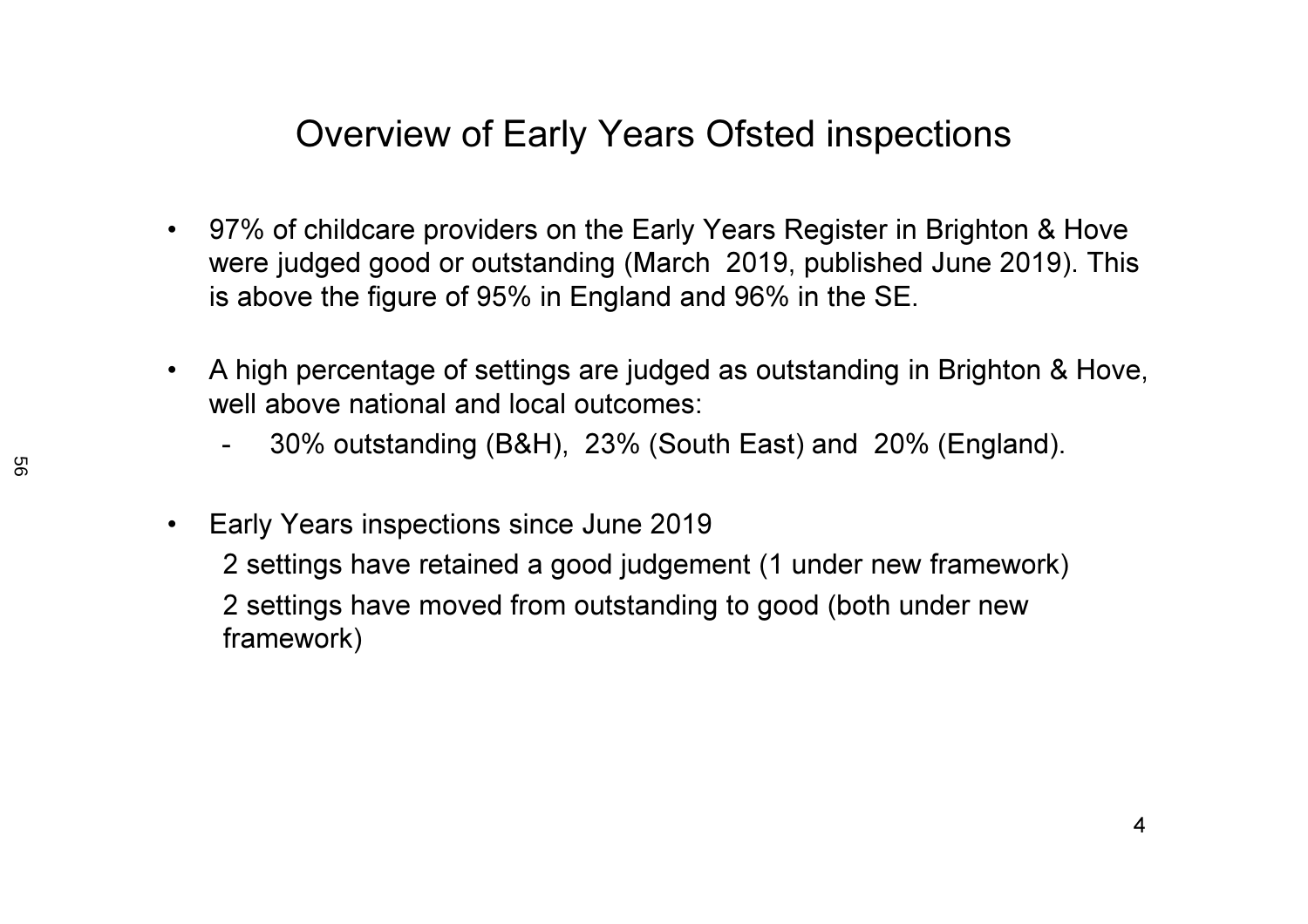# Overview of Early Years Ofsted inspections

- 97% of childcare providers on the Early Years Register in Brighton & Hove were judged good or outstanding (March 2019, published June 2019). This is above the figure of 95% in England and 96% in the SE.

- A high percentage of settings are judged as outstanding in Brighton & Hove, well above national and local outcomes:
  - 30% outstanding (B&H), 23% (South East) and 20% (England).

- Early Years inspections since June 2019

  2 settings have retained a good judgement (1 under new framework)

  2 settings have moved from outstanding to good (both under new framework)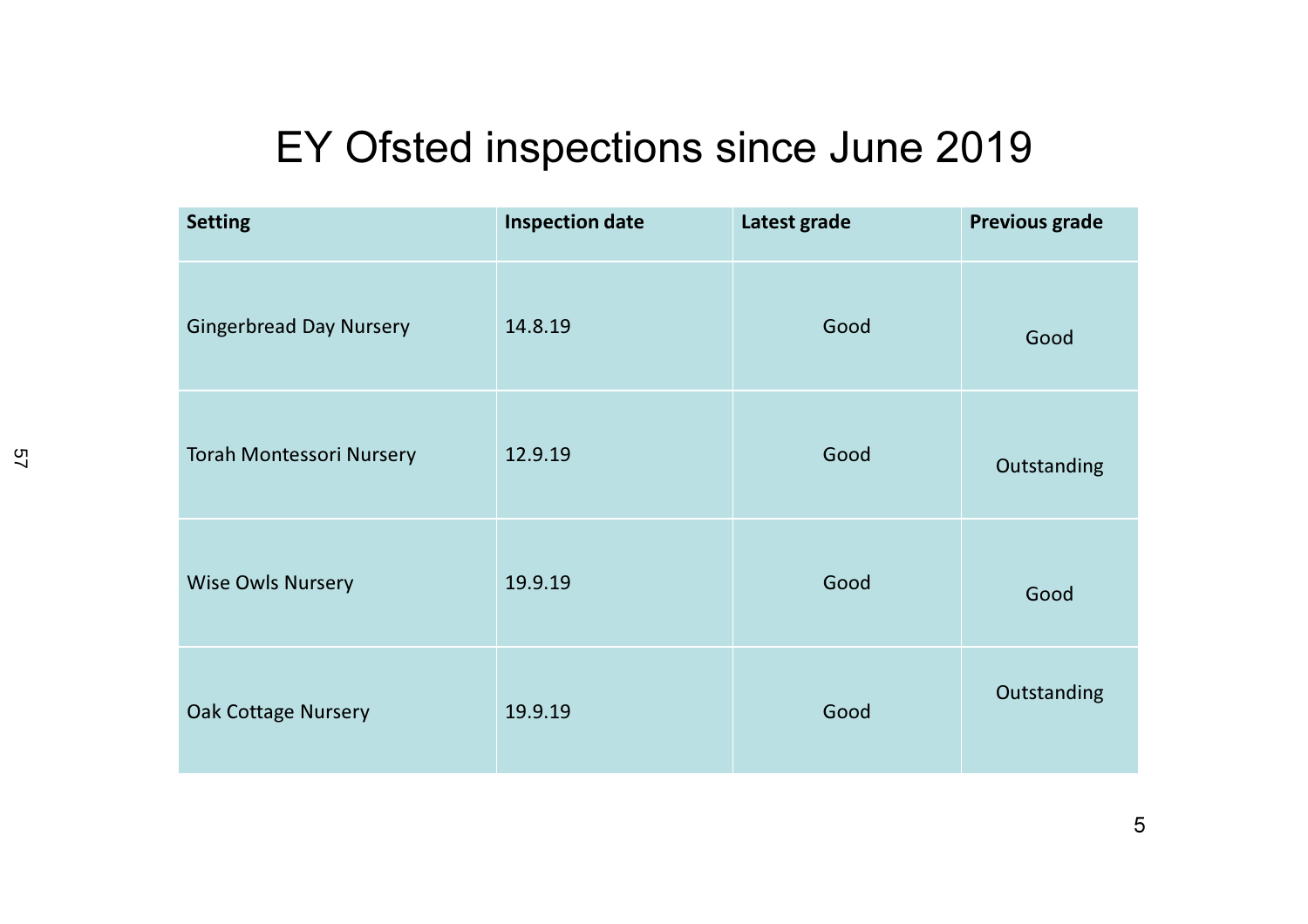# EY Ofsted inspections since June 2019

| Setting | Inspection date | Latest grade | Previous grade |
|---|---|---|---|
| Gingerbread Day Nursery | 14.8.19 | Good | Good |
| Torah Montessori Nursery | 12.9.19 | Good | Outstanding |
| Wise Owls Nursery | 19.9.19 | Good | Good |
| Oak Cottage Nursery | 19.9.19 | Good | Outstanding |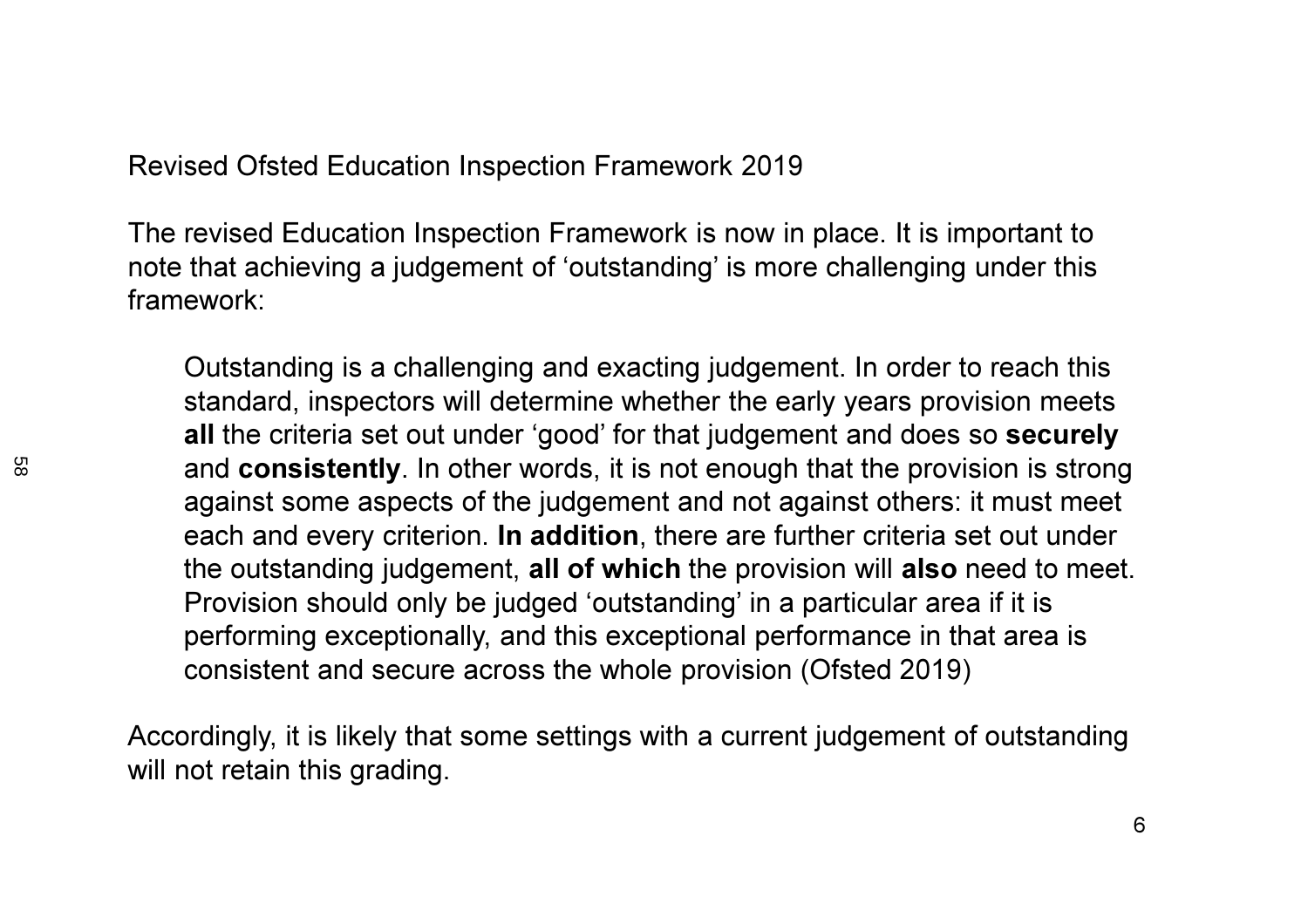## Revised Ofsted Education Inspection Framework 2019

The revised Education Inspection Framework is now in place. It is important to note that achieving a judgement of 'outstanding' is more challenging under this framework:

> Outstanding is a challenging and exacting judgement. In order to reach this standard, inspectors will determine whether the early years provision meets **all** the criteria set out under 'good' for that judgement and does so **securely** and **consistently**. In other words, it is not enough that the provision is strong against some aspects of the judgement and not against others: it must meet each and every criterion. **In addition**, there are further criteria set out under the outstanding judgement, **all of which** the provision will **also** need to meet. Provision should only be judged 'outstanding' in a particular area if it is performing exceptionally, and this exceptional performance in that area is consistent and secure across the whole provision (Ofsted 2019)

Accordingly, it is likely that some settings with a current judgement of outstanding will not retain this grading.